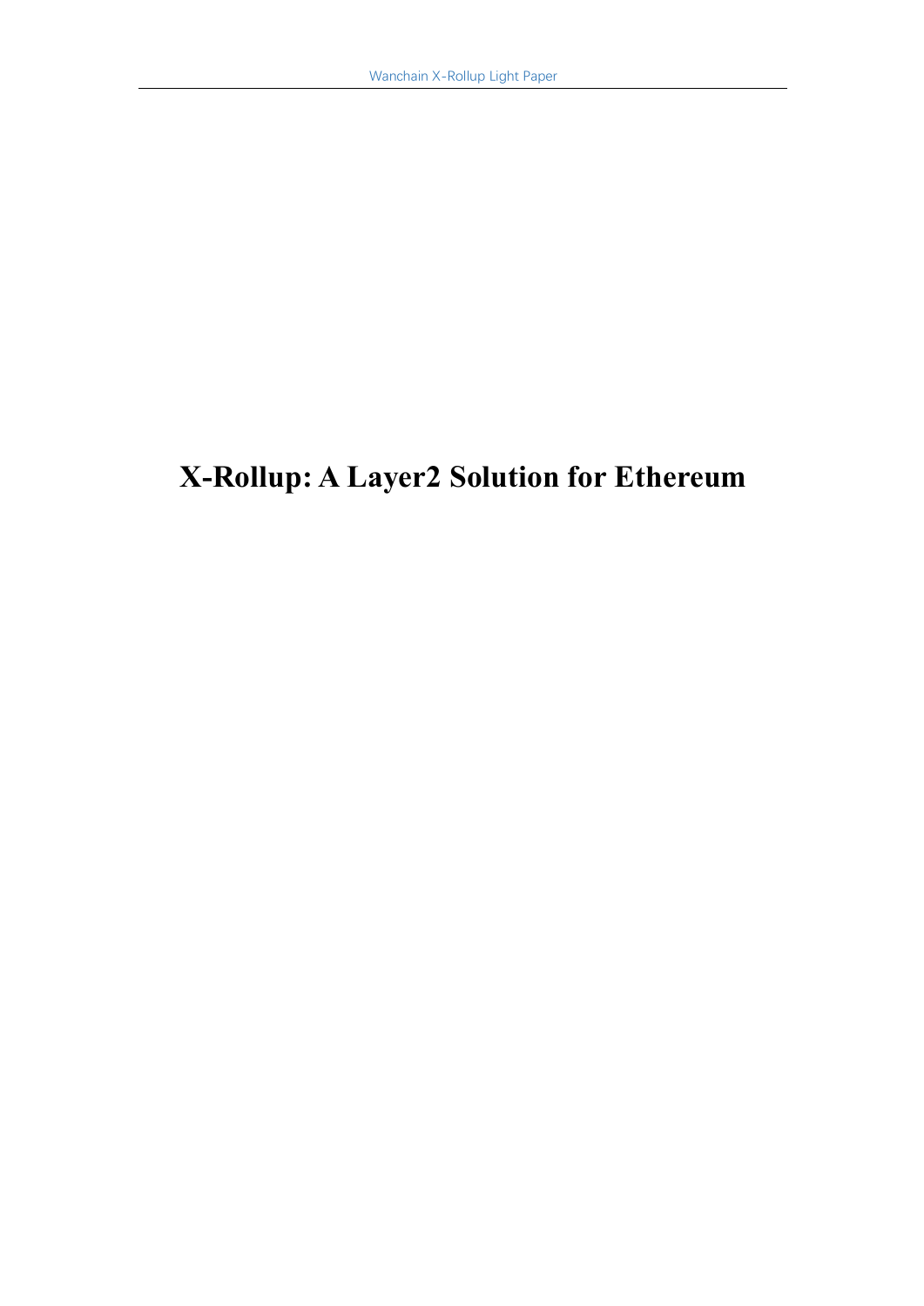# X-Rollup: A Layer2 Solution for Ethereum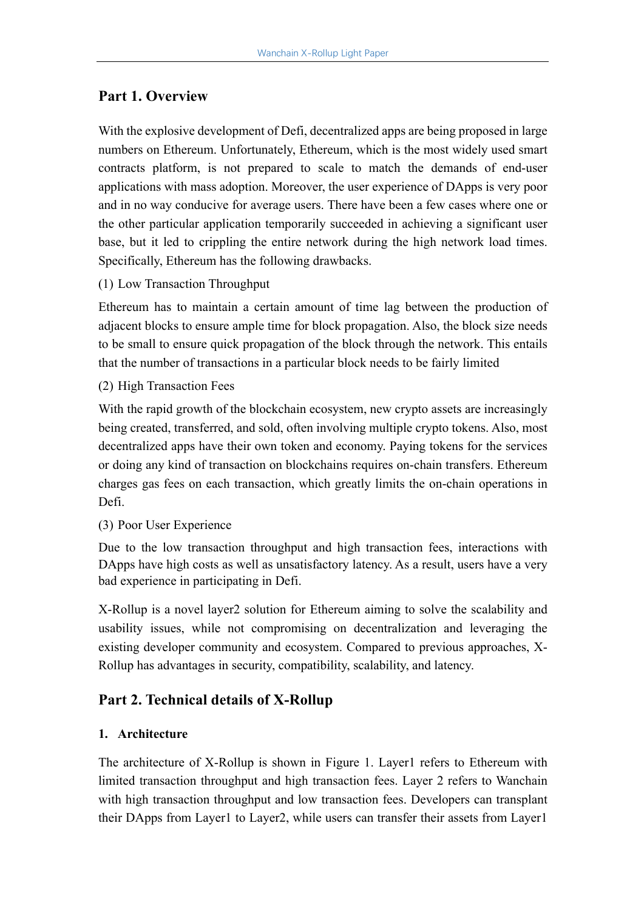## Part 1. Overview

With the explosive development of Defi, decentralized apps are being proposed in large numbers on Ethereum. Unfortunately, Ethereum, which is the most widely used smart contracts platform, is not prepared to scale to match the demands of end-user applications with mass adoption. Moreover, the user experience of DApps is very poor and in no way conducive for average users. There have been a few cases where one or the other particular application temporarily succeeded in achieving a significant user base, but it led to crippling the entire network during the high network load times. Specifically, Ethereum has the following drawbacks.

(1) Low Transaction Throughput

Ethereum has to maintain a certain amount of time lag between the production of adjacent blocks to ensure ample time for block propagation. Also, the block size needs to be small to ensure quick propagation of the block through the network. This entails that the number of transactions in a particular block needs to be fairly limited

(2) High Transaction Fees

With the rapid growth of the blockchain ecosystem, new crypto assets are increasingly being created, transferred, and sold, often involving multiple crypto tokens. Also, most decentralized apps have their own token and economy. Paying tokens for the services or doing any kind of transaction on blockchains requires on-chain transfers. Ethereum charges gas fees on each transaction, which greatly limits the on-chain operations in Defi.

(3) Poor User Experience

Due to the low transaction throughput and high transaction fees, interactions with DApps have high costs as well as unsatisfactory latency. As a result, users have a very bad experience in participating in Defi.

X-Rollup is a novel layer2 solution for Ethereum aiming to solve the scalability and usability issues, while not compromising on decentralization and leveraging the existing developer community and ecosystem. Compared to previous approaches, X-Rollup has advantages in security, compatibility, scalability, and latency.

## Part 2. Technical details of X-Rollup

### 1. Architecture

The architecture of X-Rollup is shown in Figure 1. Layer1 refers to Ethereum with limited transaction throughput and high transaction fees. Layer 2 refers to Wanchain with high transaction throughput and low transaction fees. Developers can transplant their DApps from Layer1 to Layer2, while users can transfer their assets from Layer1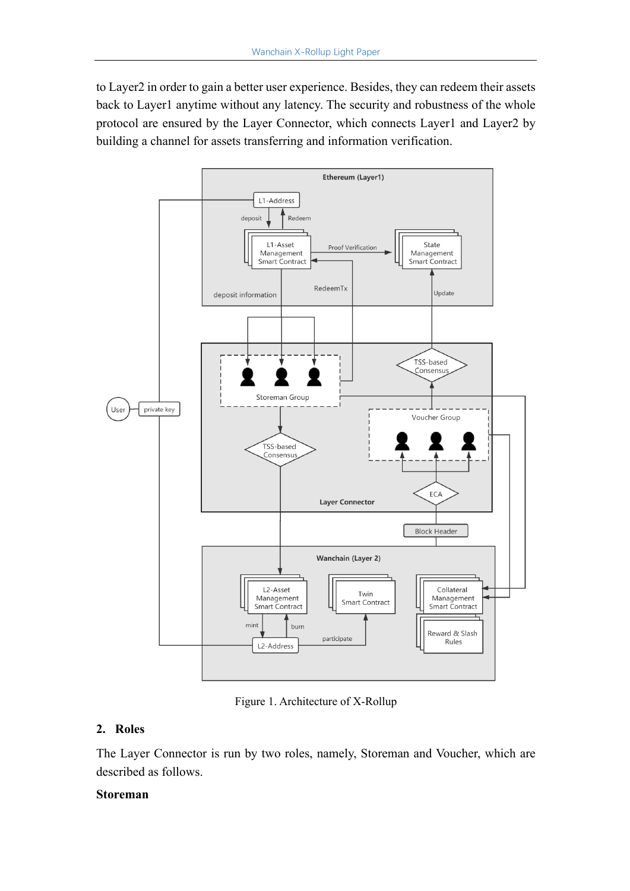to Layer2 in order to gain a better user experience. Besides, they can redeem their assets back to Layer1 anytime without any latency. The security and robustness of the whole protocol are ensured by the Layer Connector, which connects Layer1 and Layer2 by building a channel for assets transferring and information verification.

Figure 1. Architecture of X-Rollup

## 2. Roles

The Layer Connector is run by two roles, namely, Storeman and Voucher, which are described as follows.

**Storeman**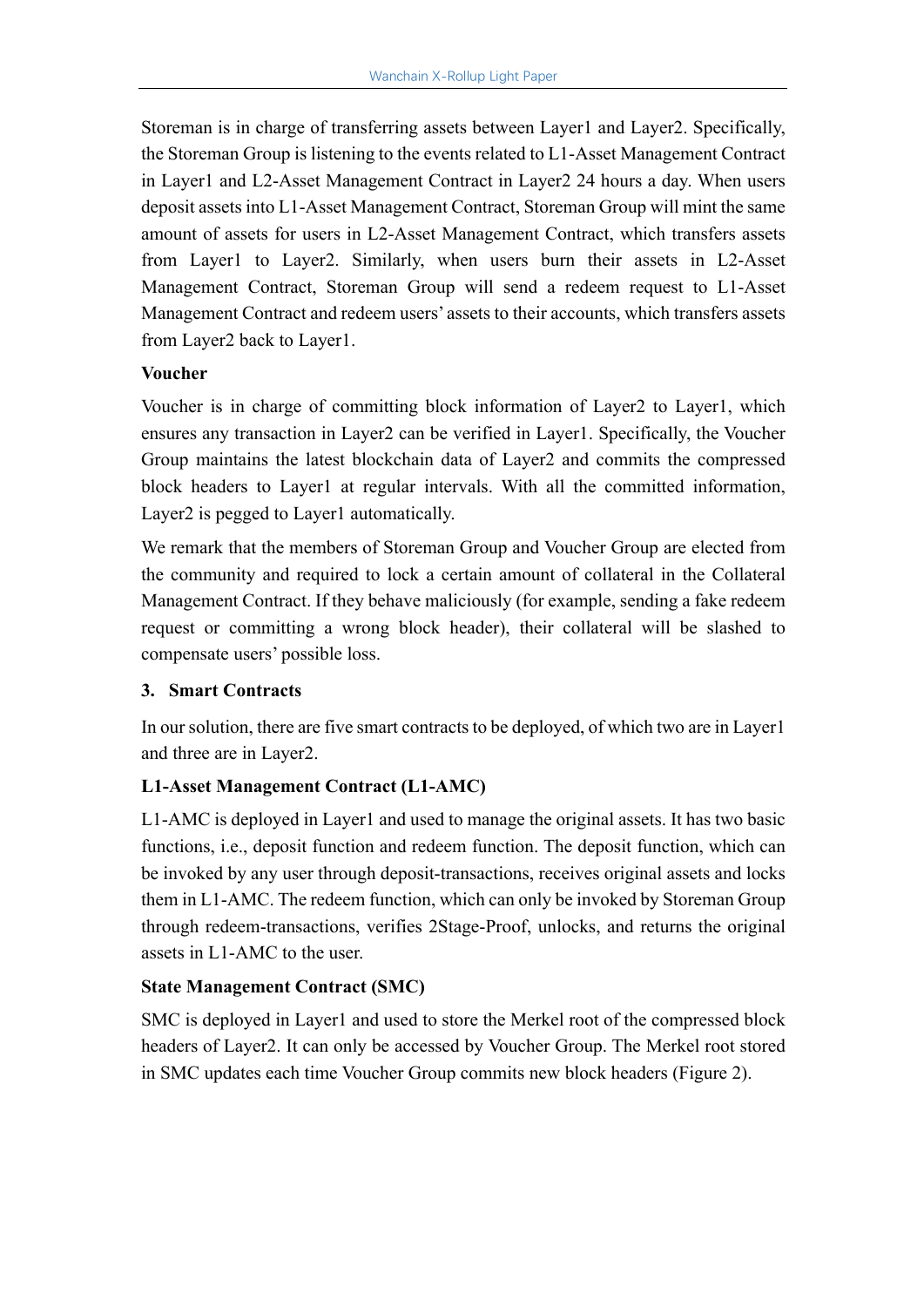Storeman is in charge of transferring assets between Layer1 and Layer2. Specifically, the Storeman Group is listening to the events related to L1-Asset Management Contract in Layer1 and L2-Asset Management Contract in Layer2 24 hours a day. When users deposit assets into L1-Asset Management Contract, Storeman Group will mint the same amount of assets for users in L2-Asset Management Contract, which transfers assets from Layer1 to Layer2. Similarly, when users burn their assets in L2-Asset Management Contract, Storeman Group will send a redeem request to L1-Asset Management Contract and redeem users' assets to their accounts, which transfers assets from Layer2 back to Layer1.

**Voucher**

Voucher is in charge of committing block information of Layer2 to Layer1, which ensures any transaction in Layer2 can be verified in Layer1. Specifically, the Voucher Group maintains the latest blockchain data of Layer2 and commits the compressed block headers to Layer1 at regular intervals. With all the committed information, Layer2 is pegged to Layer1 automatically.

We remark that the members of Storeman Group and Voucher Group are elected from the community and required to lock a certain amount of collateral in the Collateral Management Contract. If they behave maliciously (for example, sending a fake redeem request or committing a wrong block header), their collateral will be slashed to compensate users' possible loss.

## 3. Smart Contracts

In our solution, there are five smart contracts to be deployed, of which two are in Layer1 and three are in Layer2.

**L1-Asset Management Contract (L1-AMC)**

L1-AMC is deployed in Layer1 and used to manage the original assets. It has two basic functions, i.e., deposit function and redeem function. The deposit function, which can be invoked by any user through deposit-transactions, receives original assets and locks them in L1-AMC. The redeem function, which can only be invoked by Storeman Group through redeem-transactions, verifies 2Stage-Proof, unlocks, and returns the original assets in L1-AMC to the user.

**State Management Contract (SMC)**

SMC is deployed in Layer1 and used to store the Merkel root of the compressed block headers of Layer2. It can only be accessed by Voucher Group. The Merkel root stored in SMC updates each time Voucher Group commits new block headers (Figure 2).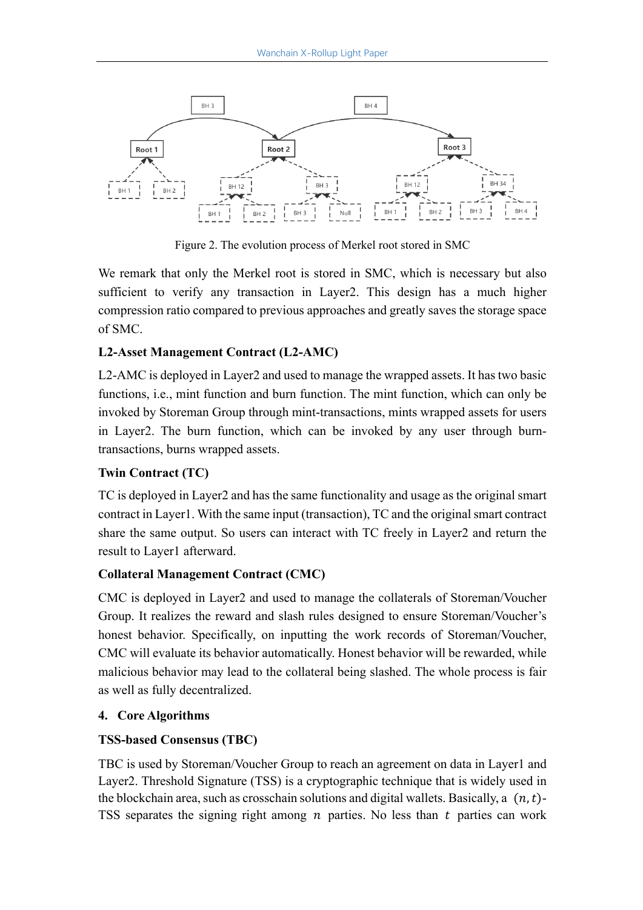Figure 2. The evolution process of Merkel root stored in SMC

We remark that only the Merkel root is stored in SMC, which is necessary but also sufficient to verify any transaction in Layer2. This design has a much higher compression ratio compared to previous approaches and greatly saves the storage space of SMC.

**L2-Asset Management Contract (L2-AMC)**

L2-AMC is deployed in Layer2 and used to manage the wrapped assets. It has two basic functions, i.e., mint function and burn function. The mint function, which can only be invoked by Storeman Group through mint-transactions, mints wrapped assets for users in Layer2. The burn function, which can be invoked by any user through burn-transactions, burns wrapped assets.

**Twin Contract (TC)**

TC is deployed in Layer2 and has the same functionality and usage as the original smart contract in Layer1. With the same input (transaction), TC and the original smart contract share the same output. So users can interact with TC freely in Layer2 and return the result to Layer1 afterward.

**Collateral Management Contract (CMC)**

CMC is deployed in Layer2 and used to manage the collaterals of Storeman/Voucher Group. It realizes the reward and slash rules designed to ensure Storeman/Voucher's honest behavior. Specifically, on inputting the work records of Storeman/Voucher, CMC will evaluate its behavior automatically. Honest behavior will be rewarded, while malicious behavior may lead to the collateral being slashed. The whole process is fair as well as fully decentralized.

## 4. Core Algorithms

**TSS-based Consensus (TBC)**

TBC is used by Storeman/Voucher Group to reach an agreement on data in Layer1 and Layer2. Threshold Signature (TSS) is a cryptographic technique that is widely used in the blockchain area, such as crosschain solutions and digital wallets. Basically, a $(n, t)$-TSS separates the signing right among $n$ parties. No less than $t$ parties can work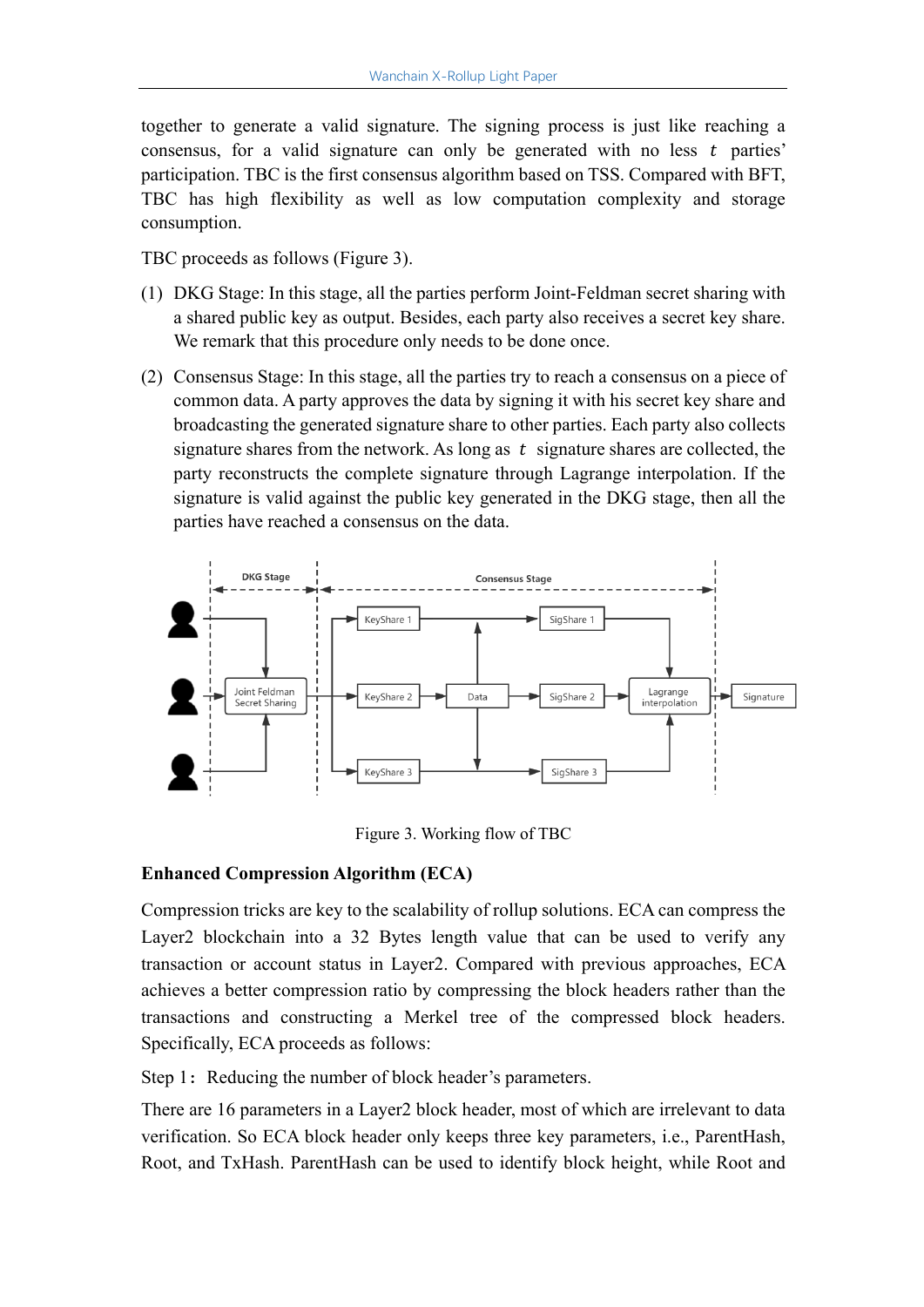together to generate a valid signature. The signing process is just like reaching a consensus, for a valid signature can only be generated with no less $t$ parties' participation. TBC is the first consensus algorithm based on TSS. Compared with BFT, TBC has high flexibility as well as low computation complexity and storage consumption.

TBC proceeds as follows (Figure 3).

(1) DKG Stage: In this stage, all the parties perform Joint-Feldman secret sharing with a shared public key as output. Besides, each party also receives a secret key share. We remark that this procedure only needs to be done once.

(2) Consensus Stage: In this stage, all the parties try to reach a consensus on a piece of common data. A party approves the data by signing it with his secret key share and broadcasting the generated signature share to other parties. Each party also collects signature shares from the network. As long as $t$ signature shares are collected, the party reconstructs the complete signature through Lagrange interpolation. If the signature is valid against the public key generated in the DKG stage, then all the parties have reached a consensus on the data.

Figure 3. Working flow of TBC

**Enhanced Compression Algorithm (ECA)**

Compression tricks are key to the scalability of rollup solutions. ECA can compress the Layer2 blockchain into a 32 Bytes length value that can be used to verify any transaction or account status in Layer2. Compared with previous approaches, ECA achieves a better compression ratio by compressing the block headers rather than the transactions and constructing a Merkel tree of the compressed block headers. Specifically, ECA proceeds as follows:

Step 1： Reducing the number of block header's parameters.

There are 16 parameters in a Layer2 block header, most of which are irrelevant to data verification. So ECA block header only keeps three key parameters, i.e., ParentHash, Root, and TxHash. ParentHash can be used to identify block height, while Root and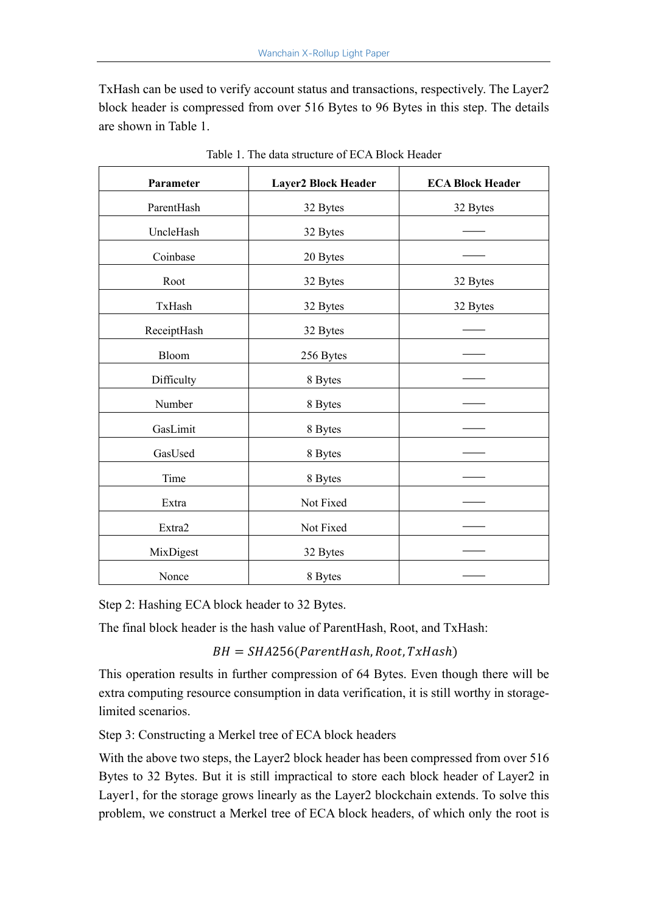TxHash can be used to verify account status and transactions, respectively. The Layer2 block header is compressed from over 516 Bytes to 96 Bytes in this step. The details are shown in Table 1.

Table 1. The data structure of ECA Block Header

| **Parameter** | **Layer2 Block Header** | **ECA Block Header** |
|---|---|---|
| ParentHash | 32 Bytes | 32 Bytes |
| UncleHash | 32 Bytes | —— |
| Coinbase | 20 Bytes | —— |
| Root | 32 Bytes | 32 Bytes |
| TxHash | 32 Bytes | 32 Bytes |
| ReceiptHash | 32 Bytes | —— |
| Bloom | 256 Bytes | —— |
| Difficulty | 8 Bytes | —— |
| Number | 8 Bytes | —— |
| GasLimit | 8 Bytes | —— |
| GasUsed | 8 Bytes | —— |
| Time | 8 Bytes | —— |
| Extra | Not Fixed | —— |
| Extra2 | Not Fixed | —— |
| MixDigest | 32 Bytes | —— |
| Nonce | 8 Bytes | —— |

Step 2: Hashing ECA block header to 32 Bytes.

The final block header is the hash value of ParentHash, Root, and TxHash:

$$BH = SHA256(ParentHash, Root, TxHash)$$

This operation results in further compression of 64 Bytes. Even though there will be extra computing resource consumption in data verification, it is still worthy in storage-limited scenarios.

Step 3: Constructing a Merkel tree of ECA block headers

With the above two steps, the Layer2 block header has been compressed from over 516 Bytes to 32 Bytes. But it is still impractical to store each block header of Layer2 in Layer1, for the storage grows linearly as the Layer2 blockchain extends. To solve this problem, we construct a Merkel tree of ECA block headers, of which only the root is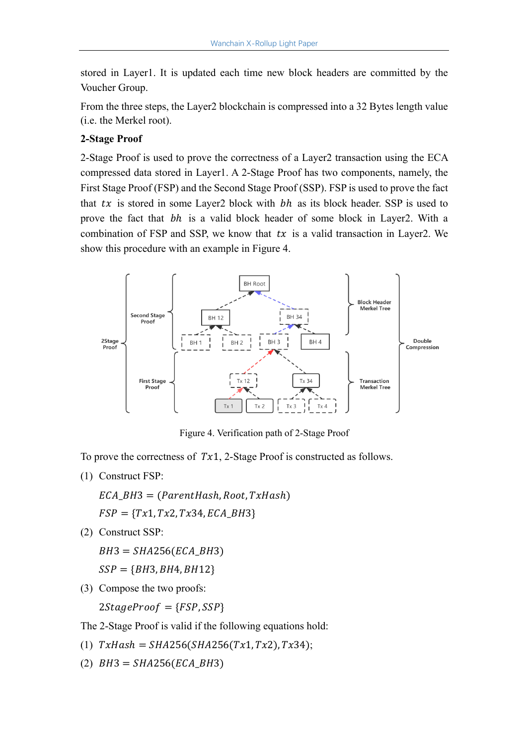stored in Layer1. It is updated each time new block headers are committed by the Voucher Group.

From the three steps, the Layer2 blockchain is compressed into a 32 Bytes length value (i.e. the Merkel root).

**2-Stage Proof**

2-Stage Proof is used to prove the correctness of a Layer2 transaction using the ECA compressed data stored in Layer1. A 2-Stage Proof has two components, namely, the First Stage Proof (FSP) and the Second Stage Proof (SSP). FSP is used to prove the fact that $tx$ is stored in some Layer2 block with $bh$ as its block header. SSP is used to prove the fact that $bh$ is a valid block header of some block in Layer2. With a combination of FSP and SSP, we know that $tx$ is a valid transaction in Layer2. We show this procedure with an example in Figure 4.

Figure 4. Verification path of 2-Stage Proof

To prove the correctness of $Tx1$, 2-Stage Proof is constructed as follows.

(1) Construct FSP:

$$ECA\_BH3 = (ParentHash, Root, TxHash)$$

$$FSP = \{Tx1, Tx2, Tx34, ECA\_BH3\}$$

(2) Construct SSP:

$$BH3 = SHA256(ECA\_BH3)$$

$$SSP = \{BH3, BH4, BH12\}$$

(3) Compose the two proofs:

$$2StageProof = \{FSP, SSP\}$$

The 2-Stage Proof is valid if the following equations hold:

(1) $TxHash = SHA256(SHA256(Tx1, Tx2), Tx34)$;

(2) $BH3 = SHA256(ECA\_BH3)$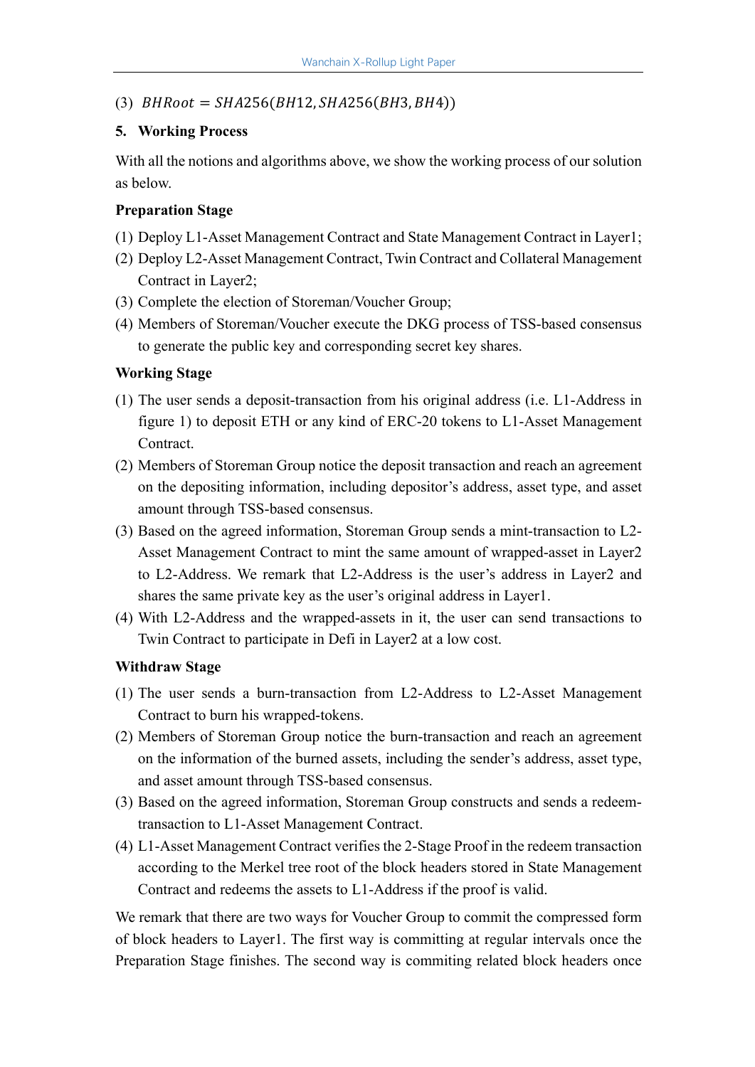(3) $BHRoot = SHA256(BH12, SHA256(BH3, BH4))$

## 5. Working Process

With all the notions and algorithms above, we show the working process of our solution as below.

**Preparation Stage**

(1) Deploy L1-Asset Management Contract and State Management Contract in Layer1;

(2) Deploy L2-Asset Management Contract, Twin Contract and Collateral Management Contract in Layer2;

(3) Complete the election of Storeman/Voucher Group;

(4) Members of Storeman/Voucher execute the DKG process of TSS-based consensus to generate the public key and corresponding secret key shares.

**Working Stage**

(1) The user sends a deposit-transaction from his original address (i.e. L1-Address in figure 1) to deposit ETH or any kind of ERC-20 tokens to L1-Asset Management Contract.

(2) Members of Storeman Group notice the deposit transaction and reach an agreement on the depositing information, including depositor's address, asset type, and asset amount through TSS-based consensus.

(3) Based on the agreed information, Storeman Group sends a mint-transaction to L2-Asset Management Contract to mint the same amount of wrapped-asset in Layer2 to L2-Address. We remark that L2-Address is the user's address in Layer2 and shares the same private key as the user's original address in Layer1.

(4) With L2-Address and the wrapped-assets in it, the user can send transactions to Twin Contract to participate in Defi in Layer2 at a low cost.

**Withdraw Stage**

(1) The user sends a burn-transaction from L2-Address to L2-Asset Management Contract to burn his wrapped-tokens.

(2) Members of Storeman Group notice the burn-transaction and reach an agreement on the information of the burned assets, including the sender's address, asset type, and asset amount through TSS-based consensus.

(3) Based on the agreed information, Storeman Group constructs and sends a redeem-transaction to L1-Asset Management Contract.

(4) L1-Asset Management Contract verifies the 2-Stage Proof in the redeem transaction according to the Merkel tree root of the block headers stored in State Management Contract and redeems the assets to L1-Address if the proof is valid.

We remark that there are two ways for Voucher Group to commit the compressed form of block headers to Layer1. The first way is committing at regular intervals once the Preparation Stage finishes. The second way is commiting related block headers once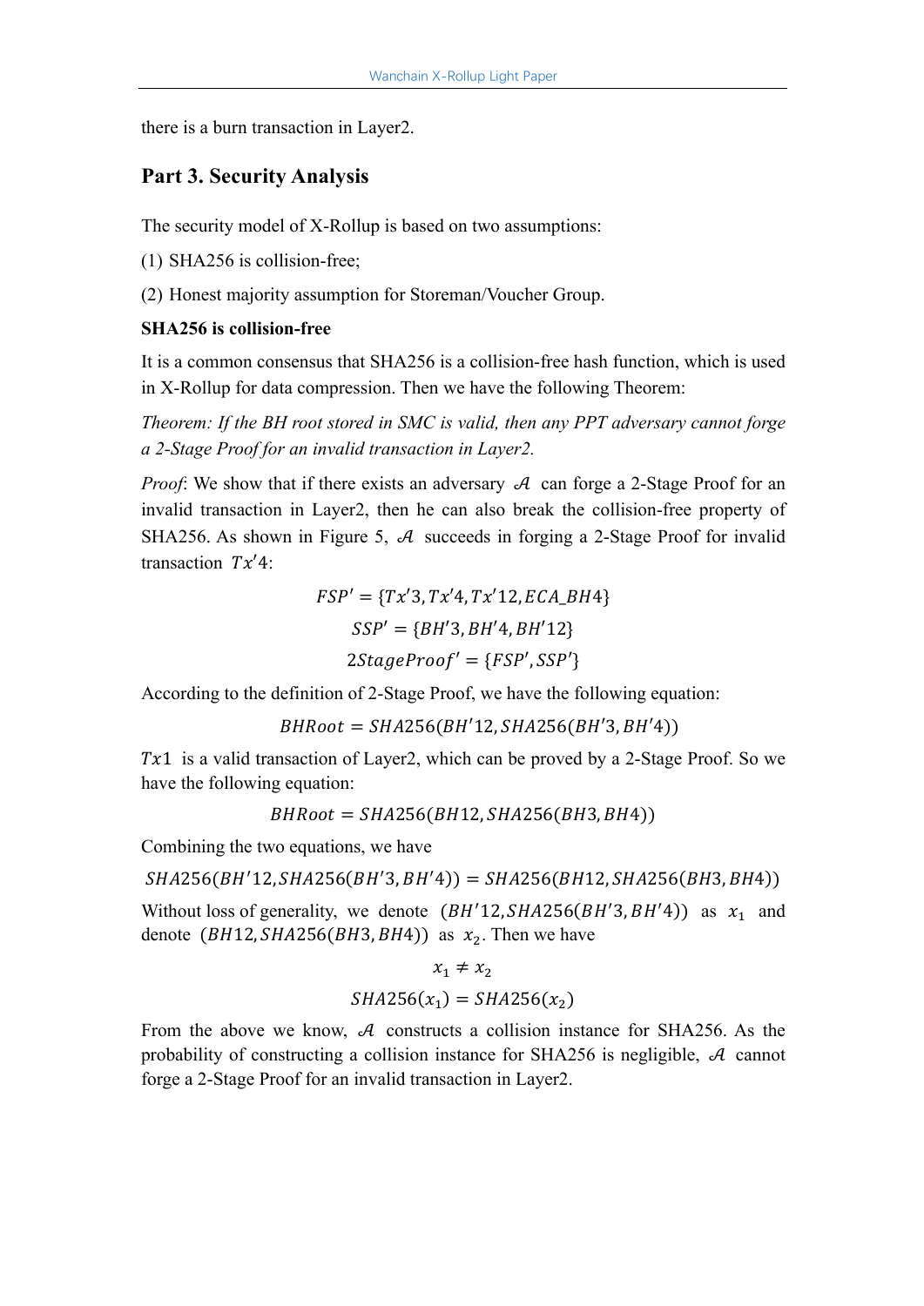there is a burn transaction in Layer2.

## Part 3. Security Analysis

The security model of X-Rollup is based on two assumptions:

(1) SHA256 is collision-free;

(2) Honest majority assumption for Storeman/Voucher Group.

**SHA256 is collision-free**

It is a common consensus that SHA256 is a collision-free hash function, which is used in X-Rollup for data compression. Then we have the following Theorem:

*Theorem: If the BH root stored in SMC is valid, then any PPT adversary cannot forge a 2-Stage Proof for an invalid transaction in Layer2.*

*Proof*: We show that if there exists an adversary $\mathcal{A}$ can forge a 2-Stage Proof for an invalid transaction in Layer2, then he can also break the collision-free property of SHA256. As shown in Figure 5, $\mathcal{A}$ succeeds in forging a 2-Stage Proof for invalid transaction $Tx'4$:

$$FSP' = \{Tx'3, Tx'4, Tx'12, ECA\_BH4\}$$

$$SSP' = \{BH'3, BH'4, BH'12\}$$

$$2StageProof' = \{FSP', SSP'\}$$

According to the definition of 2-Stage Proof, we have the following equation:

$$BHRoot = SHA256(BH'12, SHA256(BH'3, BH'4))$$

$Tx1$ is a valid transaction of Layer2, which can be proved by a 2-Stage Proof. So we have the following equation:

$$BHRoot = SHA256(BH12, SHA256(BH3, BH4))$$

Combining the two equations, we have

$$SHA256(BH'12, SHA256(BH'3, BH'4)) = SHA256(BH12, SHA256(BH3, BH4))$$

Without loss of generality, we denote $(BH'12, SHA256(BH'3, BH'4))$ as $x_1$ and denote $(BH12, SHA256(BH3, BH4))$ as $x_2$. Then we have

$$x_1 \neq x_2$$

$$SHA256(x_1) = SHA256(x_2)$$

From the above we know, $\mathcal{A}$ constructs a collision instance for SHA256. As the probability of constructing a collision instance for SHA256 is negligible, $\mathcal{A}$ cannot forge a 2-Stage Proof for an invalid transaction in Layer2.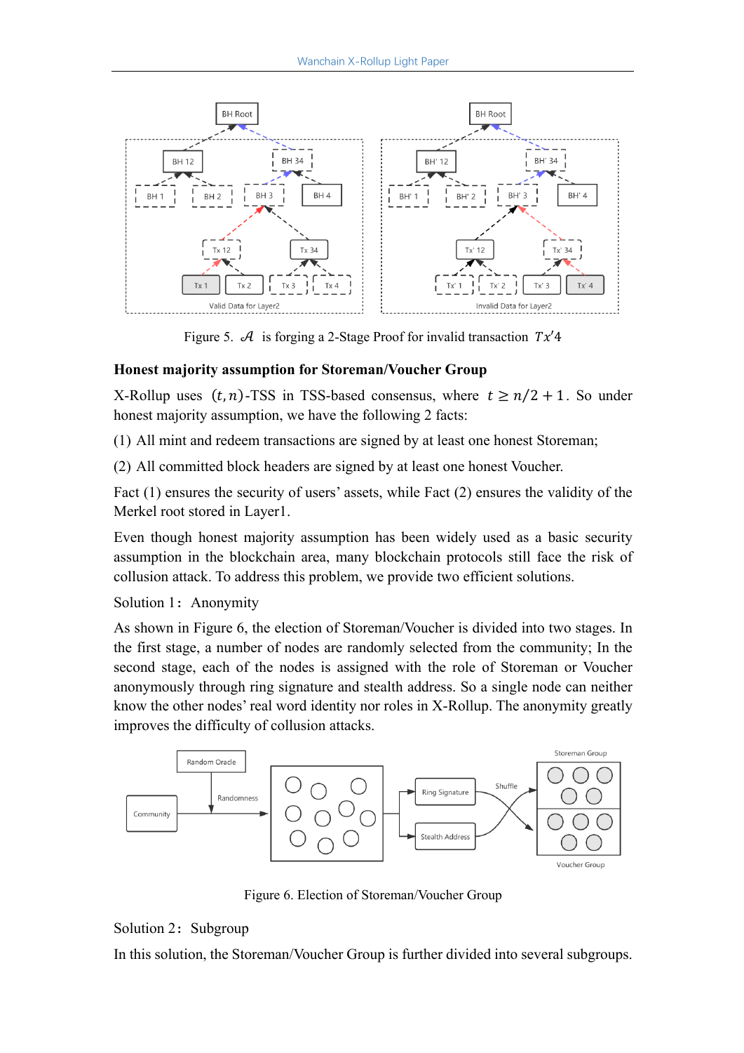Figure 5. $\mathcal{A}$ is forging a 2-Stage Proof for invalid transaction $Tx'4$

## Honest majority assumption for Storeman/Voucher Group

X-Rollup uses $(t, n)$-TSS in TSS-based consensus, where $t \geq n/2 + 1$. So under honest majority assumption, we have the following 2 facts:

(1) All mint and redeem transactions are signed by at least one honest Storeman;

(2) All committed block headers are signed by at least one honest Voucher.

Fact (1) ensures the security of users' assets, while Fact (2) ensures the validity of the Merkel root stored in Layer1.

Even though honest majority assumption has been widely used as a basic security assumption in the blockchain area, many blockchain protocols still face the risk of collusion attack. To address this problem, we provide two efficient solutions.

Solution 1： Anonymity

As shown in Figure 6, the election of Storeman/Voucher is divided into two stages. In the first stage, a number of nodes are randomly selected from the community; In the second stage, each of the nodes is assigned with the role of Storeman or Voucher anonymously through ring signature and stealth address. So a single node can neither know the other nodes' real word identity nor roles in X-Rollup. The anonymity greatly improves the difficulty of collusion attacks.

Figure 6. Election of Storeman/Voucher Group

Solution 2： Subgroup

In this solution, the Storeman/Voucher Group is further divided into several subgroups.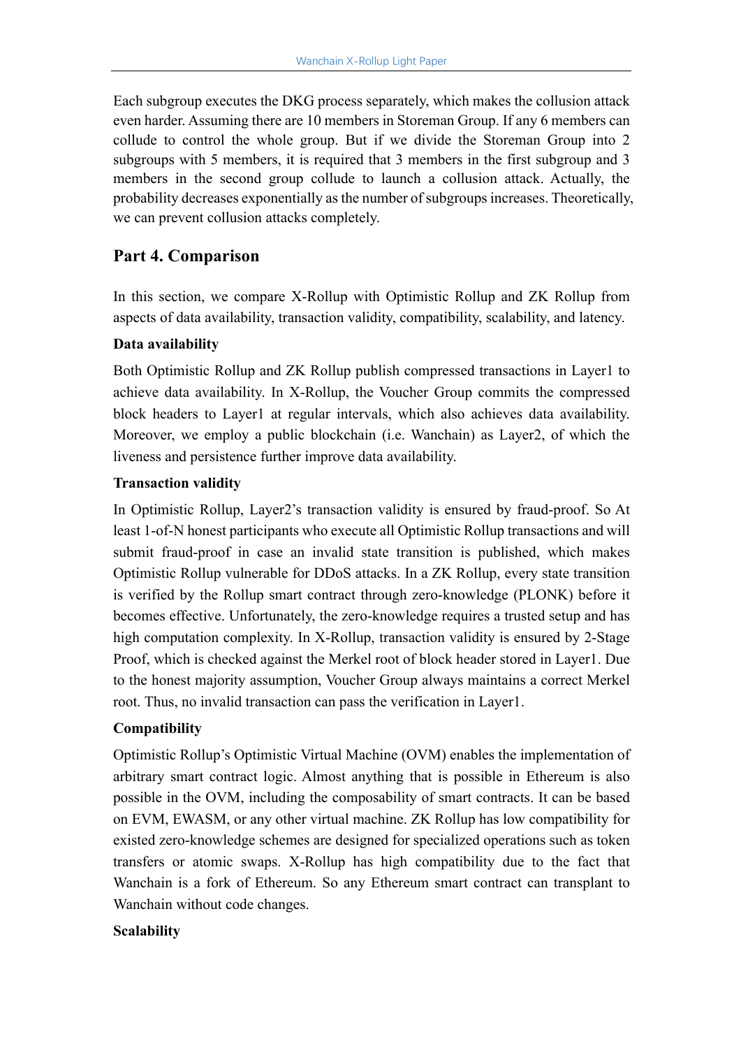Each subgroup executes the DKG process separately, which makes the collusion attack even harder. Assuming there are 10 members in Storeman Group. If any 6 members can collude to control the whole group. But if we divide the Storeman Group into 2 subgroups with 5 members, it is required that 3 members in the first subgroup and 3 members in the second group collude to launch a collusion attack. Actually, the probability decreases exponentially as the number of subgroups increases. Theoretically, we can prevent collusion attacks completely.

## Part 4. Comparison

In this section, we compare X-Rollup with Optimistic Rollup and ZK Rollup from aspects of data availability, transaction validity, compatibility, scalability, and latency.

**Data availability**

Both Optimistic Rollup and ZK Rollup publish compressed transactions in Layer1 to achieve data availability. In X-Rollup, the Voucher Group commits the compressed block headers to Layer1 at regular intervals, which also achieves data availability. Moreover, we employ a public blockchain (i.e. Wanchain) as Layer2, of which the liveness and persistence further improve data availability.

**Transaction validity**

In Optimistic Rollup, Layer2's transaction validity is ensured by fraud-proof. So At least 1-of-N honest participants who execute all Optimistic Rollup transactions and will submit fraud-proof in case an invalid state transition is published, which makes Optimistic Rollup vulnerable for DDoS attacks. In a ZK Rollup, every state transition is verified by the Rollup smart contract through zero-knowledge (PLONK) before it becomes effective. Unfortunately, the zero-knowledge requires a trusted setup and has high computation complexity. In X-Rollup, transaction validity is ensured by 2-Stage Proof, which is checked against the Merkel root of block header stored in Layer1. Due to the honest majority assumption, Voucher Group always maintains a correct Merkel root. Thus, no invalid transaction can pass the verification in Layer1.

**Compatibility**

Optimistic Rollup's Optimistic Virtual Machine (OVM) enables the implementation of arbitrary smart contract logic. Almost anything that is possible in Ethereum is also possible in the OVM, including the composability of smart contracts. It can be based on EVM, EWASM, or any other virtual machine. ZK Rollup has low compatibility for existed zero-knowledge schemes are designed for specialized operations such as token transfers or atomic swaps. X-Rollup has high compatibility due to the fact that Wanchain is a fork of Ethereum. So any Ethereum smart contract can transplant to Wanchain without code changes.

**Scalability**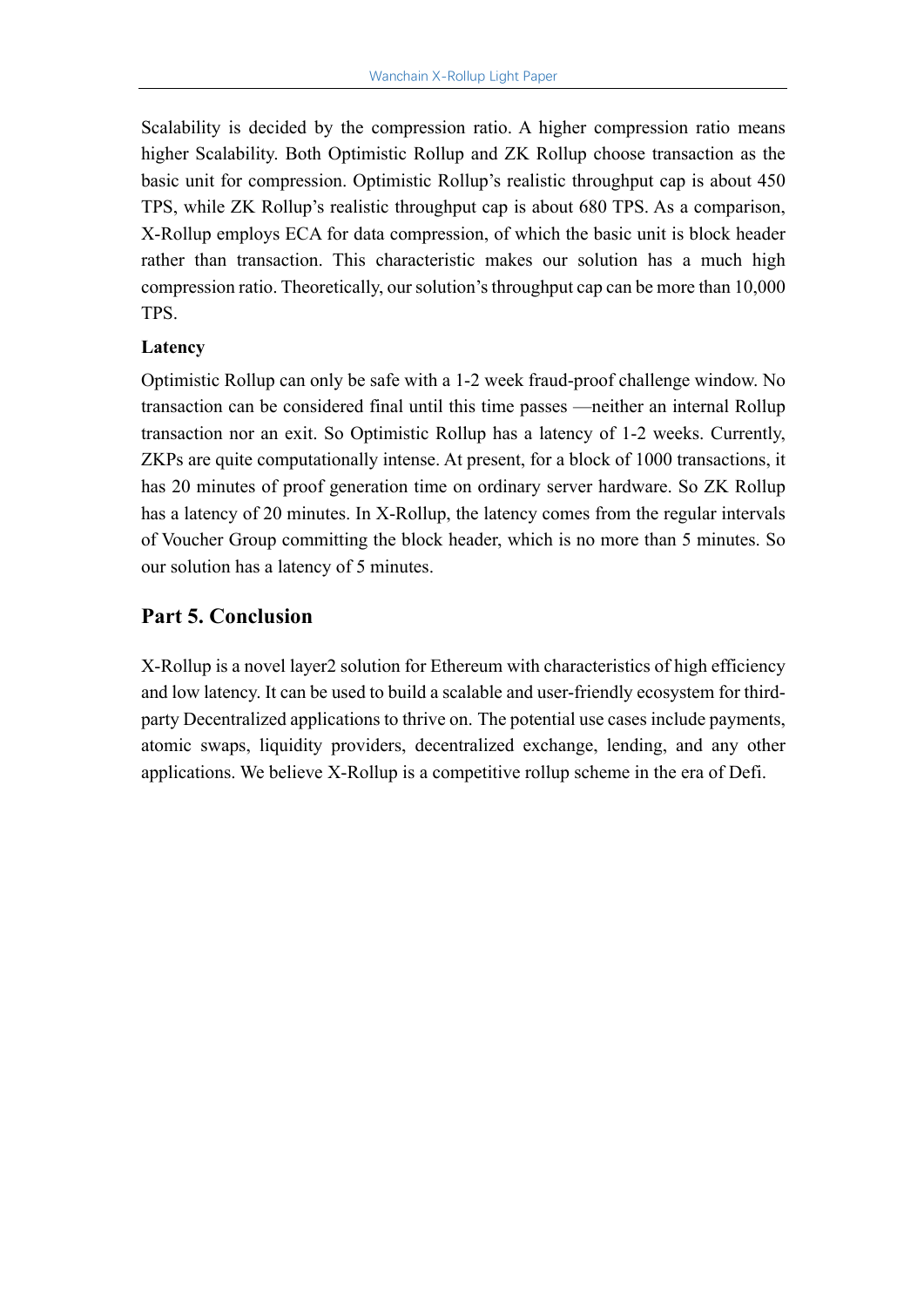Scalability is decided by the compression ratio. A higher compression ratio means higher Scalability. Both Optimistic Rollup and ZK Rollup choose transaction as the basic unit for compression. Optimistic Rollup's realistic throughput cap is about 450 TPS, while ZK Rollup's realistic throughput cap is about 680 TPS. As a comparison, X-Rollup employs ECA for data compression, of which the basic unit is block header rather than transaction. This characteristic makes our solution has a much high compression ratio. Theoretically, our solution's throughput cap can be more than 10,000 TPS.

**Latency**

Optimistic Rollup can only be safe with a 1-2 week fraud-proof challenge window. No transaction can be considered final until this time passes —neither an internal Rollup transaction nor an exit. So Optimistic Rollup has a latency of 1-2 weeks. Currently, ZKPs are quite computationally intense. At present, for a block of 1000 transactions, it has 20 minutes of proof generation time on ordinary server hardware. So ZK Rollup has a latency of 20 minutes. In X-Rollup, the latency comes from the regular intervals of Voucher Group committing the block header, which is no more than 5 minutes. So our solution has a latency of 5 minutes.

## Part 5. Conclusion

X-Rollup is a novel layer2 solution for Ethereum with characteristics of high efficiency and low latency. It can be used to build a scalable and user-friendly ecosystem for third-party Decentralized applications to thrive on. The potential use cases include payments, atomic swaps, liquidity providers, decentralized exchange, lending, and any other applications. We believe X-Rollup is a competitive rollup scheme in the era of Defi.